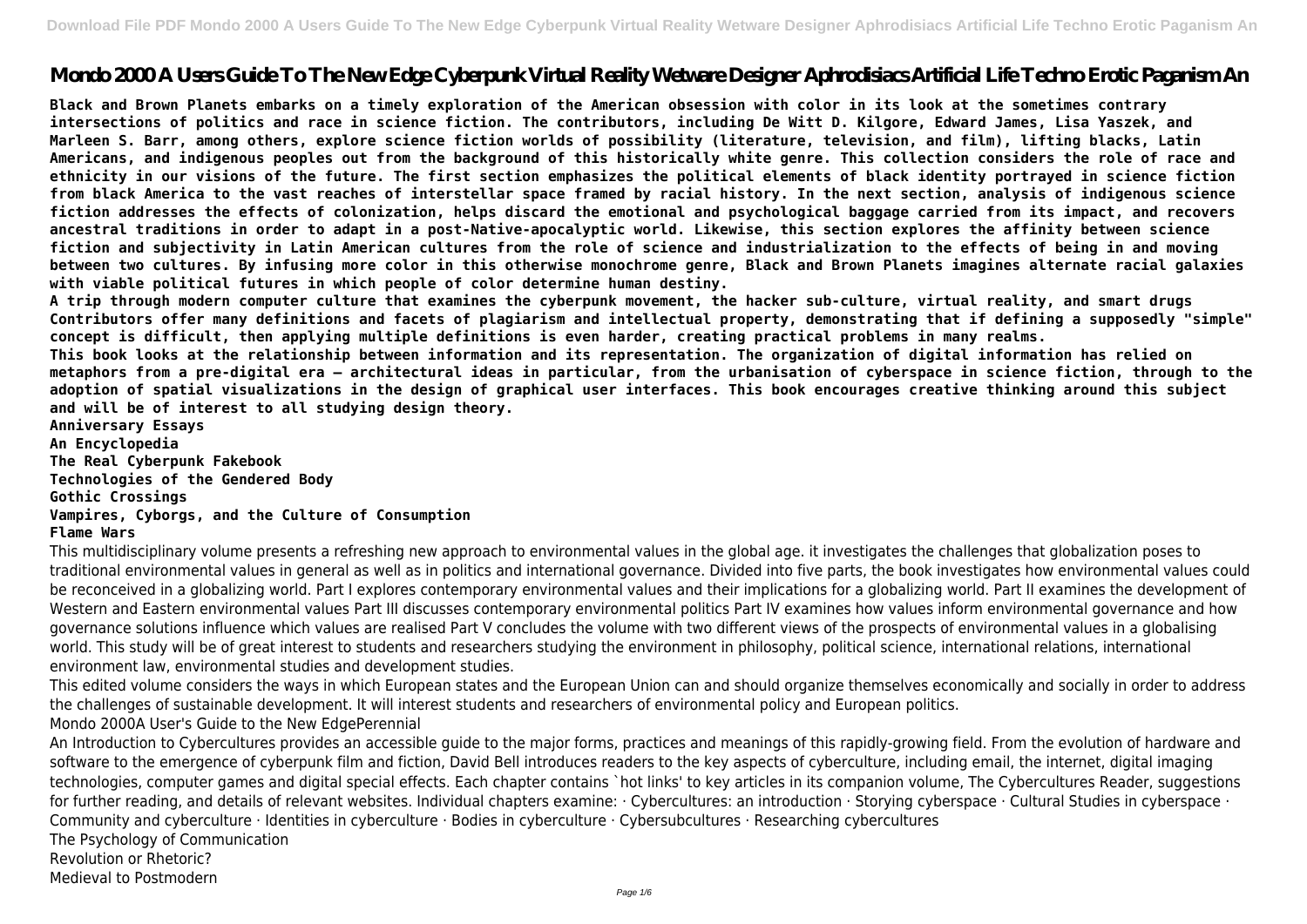# Mondo 2000 A Users Guide To The New Edge Cyberpunk Virtual Reality Wetware Designer Aphrodisiacs Artificial Life Techno Erotic Paganism An

**Black and Brown Planets embarks on a timely exploration of the American obsession with color in its look at the sometimes contrary intersections of politics and race in science fiction. The contributors, including De Witt D. Kilgore, Edward James, Lisa Yaszek, and Marleen S. Barr, among others, explore science fiction worlds of possibility (literature, television, and film), lifting blacks, Latin Americans, and indigenous peoples out from the background of this historically white genre. This collection considers the role of race and ethnicity in our visions of the future. The first section emphasizes the political elements of black identity portrayed in science fiction from black America to the vast reaches of interstellar space framed by racial history. In the next section, analysis of indigenous science fiction addresses the effects of colonization, helps discard the emotional and psychological baggage carried from its impact, and recovers ancestral traditions in order to adapt in a post-Native-apocalyptic world. Likewise, this section explores the affinity between science fiction and subjectivity in Latin American cultures from the role of science and industrialization to the effects of being in and moving between two cultures. By infusing more color in this otherwise monochrome genre, Black and Brown Planets imagines alternate racial galaxies with viable political futures in which people of color determine human destiny.**

**A trip through modern computer culture that examines the cyberpunk movement, the hacker sub-culture, virtual reality, and smart drugs**

**Contributors offer many definitions and facets of plagiarism and intellectual property, demonstrating that if defining a supposedly "simple" concept is difficult, then applying multiple definitions is even harder, creating practical problems in many realms.**

**This book looks at the relationship between information and its representation. The organization of digital information has relied on metaphors from a pre-digital era – architectural ideas in particular, from the urbanisation of cyberspace in science fiction, through to the adoption of spatial visualizations in the design of graphical user interfaces. This book encourages creative thinking around this subject and will be of interest to all studying design theory.**

**Anniversary Essays**

**An Encyclopedia**

**The Real Cyberpunk Fakebook**

**Technologies of the Gendered Body**

**Gothic Crossings**

**Vampires, Cyborgs, and the Culture of Consumption**

**Flame Wars**

This multidisciplinary volume presents a refreshing new approach to environmental values in the global age. it investigates the challenges that globalization poses to traditional environmental values in general as well as in politics and international governance. Divided into five parts, the book investigates how environmental values could be reconceived in a globalizing world. Part I explores contemporary environmental values and their implications for a globalizing world. Part II examines the development of Western and Eastern environmental values Part III discusses contemporary environmental politics Part IV examines how values inform environmental governance and how governance solutions influence which values are realised Part V concludes the volume with two different views of the prospects of environmental values in a globalising world. This study will be of great interest to students and researchers studying the environment in philosophy, political science, international relations, international environment law, environmental studies and development studies.

This edited volume considers the ways in which European states and the European Union can and should organize themselves economically and socially in order to address the challenges of sustainable development. It will interest students and researchers of environmental policy and European politics.

Mondo 2000A User's Guide to the New EdgePerennial

An Introduction to Cybercultures provides an accessible guide to the major forms, practices and meanings of this rapidly-growing field. From the evolution of hardware and software to the emergence of cyberpunk film and fiction, David Bell introduces readers to the key aspects of cyberculture, including email, the internet, digital imaging technologies, computer games and digital special effects. Each chapter contains `hot links' to key articles in its companion volume, The Cybercultures Reader, suggestions for further reading, and details of relevant websites. Individual chapters examine: · Cybercultures: an introduction · Storying cyberspace · Cultural Studies in cyberspace · Community and cyberculture · Identities in cyberculture · Bodies in cyberculture · Cybersubcultures · Researching cybercultures

The Psychology of Communication

Revolution or Rhetoric?

Medieval to Postmodern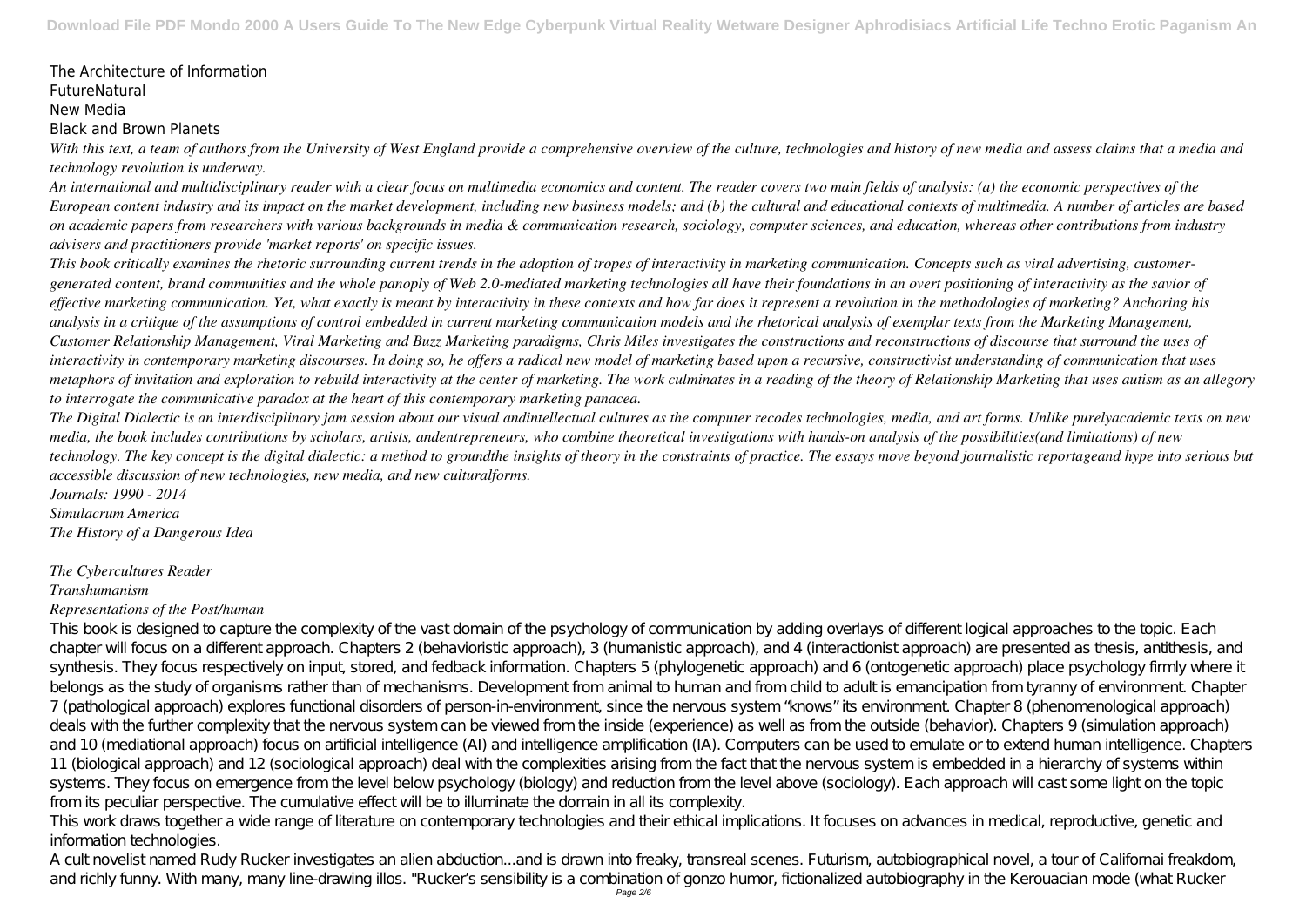The Architecture of Information
FutureNatural
New Media
Black and Brown Planets

*With this text, a team of authors from the University of West England provide a comprehensive overview of the culture, technologies and history of new media and assess claims that a media and technology revolution is underway.*

*An international and multidisciplinary reader with a clear focus on multimedia economics and content. The reader covers two main fields of analysis: (a) the economic perspectives of the European content industry and its impact on the market development, including new business models; and (b) the cultural and educational contexts of multimedia. A number of articles are based on academic papers from researchers with various backgrounds in media & communication research, sociology, computer sciences, and education, whereas other contributions from industry advisers and practitioners provide 'market reports' on specific issues.*

*This book critically examines the rhetoric surrounding current trends in the adoption of tropes of interactivity in marketing communication. Concepts such as viral advertising, customer-generated content, brand communities and the whole panoply of Web 2.0-mediated marketing technologies all have their foundations in an overt positioning of interactivity as the savior of effective marketing communication. Yet, what exactly is meant by interactivity in these contexts and how far does it represent a revolution in the methodologies of marketing? Anchoring his analysis in a critique of the assumptions of control embedded in current marketing communication models and the rhetorical analysis of exemplar texts from the Marketing Management, Customer Relationship Management, Viral Marketing and Buzz Marketing paradigms, Chris Miles investigates the constructions and reconstructions of discourse that surround the uses of interactivity in contemporary marketing discourses. In doing so, he offers a radical new model of marketing based upon a recursive, constructivist understanding of communication that uses metaphors of invitation and exploration to rebuild interactivity at the center of marketing. The work culminates in a reading of the theory of Relationship Marketing that uses autism as an allegory to interrogate the communicative paradox at the heart of this contemporary marketing panacea.*

*The Digital Dialectic is an interdisciplinary jam session about our visual andintellectual cultures as the computer recodes technologies, media, and art forms. Unlike purelyacademic texts on new media, the book includes contributions by scholars, artists, andentrepreneurs, who combine theoretical investigations with hands-on analysis of the possibilities(and limitations) of new technology. The key concept is the digital dialectic: a method to groundthe insights of theory in the constraints of practice. The essays move beyond journalistic reportageand hype into serious but accessible discussion of new technologies, new media, and new culturalforms.*

*Journals: 1990 - 2014*
*Simulacrum America*
*The History of a Dangerous Idea*

*The Cybercultures Reader*
*Transhumanism*
*Representations of the Post/human*

This book is designed to capture the complexity of the vast domain of the psychology of communication by adding overlays of different logical approaches to the topic. Each chapter will focus on a different approach. Chapters 2 (behavioristic approach), 3 (humanistic approach), and 4 (interactionist approach) are presented as thesis, antithesis, and synthesis. They focus respectively on input, stored, and fedback information. Chapters 5 (phylogenetic approach) and 6 (ontogenetic approach) place psychology firmly where it belongs as the study of organisms rather than of mechanisms. Development from animal to human and from child to adult is emancipation from tyranny of environment. Chapter 7 (pathological approach) explores functional disorders of person-in-environment, since the nervous system "knows" its environment. Chapter 8 (phenomenological approach) deals with the further complexity that the nervous system can be viewed from the inside (experience) as well as from the outside (behavior). Chapters 9 (simulation approach) and 10 (mediational approach) focus on artificial intelligence (AI) and intelligence amplification (IA). Computers can be used to emulate or to extend human intelligence. Chapters 11 (biological approach) and 12 (sociological approach) deal with the complexities arising from the fact that the nervous system is embedded in a hierarchy of systems within systems. They focus on emergence from the level below psychology (biology) and reduction from the level above (sociology). Each approach will cast some light on the topic from its peculiar perspective. The cumulative effect will be to illuminate the domain in all its complexity.

This work draws together a wide range of literature on contemporary technologies and their ethical implications. It focuses on advances in medical, reproductive, genetic and information technologies.

A cult novelist named Rudy Rucker investigates an alien abduction...and is drawn into freaky, transreal scenes. Futurism, autobiographical novel, a tour of Californai freakdom, and richly funny. With many, many line-drawing illos. "Rucker's sensibility is a combination of gonzo humor, fictionalized autobiography in the Kerouacian mode (what Rucker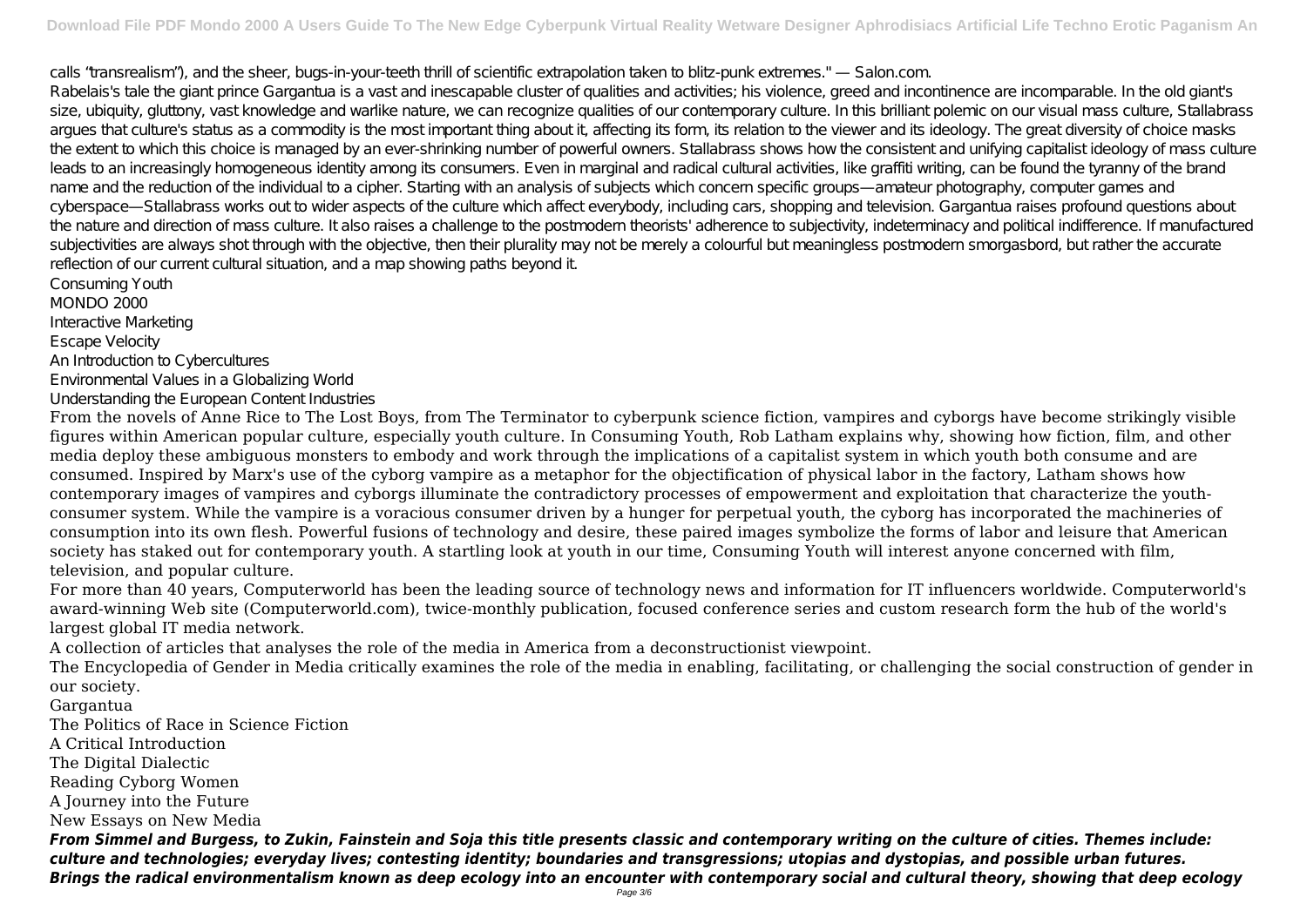calls "transrealism"), and the sheer, bugs-in-your-teeth thrill of scientific extrapolation taken to blitz-punk extremes." — Salon.com.

Rabelais's tale the giant prince Gargantua is a vast and inescapable cluster of qualities and activities; his violence, greed and incontinence are incomparable. In the old giant's size, ubiquity, gluttony, vast knowledge and warlike nature, we can recognize qualities of our contemporary culture. In this brilliant polemic on our visual mass culture, Stallabrass argues that culture's status as a commodity is the most important thing about it, affecting its form, its relation to the viewer and its ideology. The great diversity of choice masks the extent to which this choice is managed by an ever-shrinking number of powerful owners. Stallabrass shows how the consistent and unifying capitalist ideology of mass culture leads to an increasingly homogeneous identity among its consumers. Even in marginal and radical cultural activities, like graffiti writing, can be found the tyranny of the brand name and the reduction of the individual to a cipher. Starting with an analysis of subjects which concern specific groups—amateur photography, computer games and cyberspace—Stallabrass works out to wider aspects of the culture which affect everybody, including cars, shopping and television. Gargantua raises profound questions about the nature and direction of mass culture. It also raises a challenge to the postmodern theorists' adherence to subjectivity, indeterminacy and political indifference. If manufactured subjectivities are always shot through with the objective, then their plurality may not be merely a colourful but meaningless postmodern smorgasbord, but rather the accurate reflection of our current cultural situation, and a map showing paths beyond it.

Consuming Youth
MONDO 2000
Interactive Marketing
Escape Velocity
An Introduction to Cybercultures
Environmental Values in a Globalizing World
Understanding the European Content Industries

From the novels of Anne Rice to The Lost Boys, from The Terminator to cyberpunk science fiction, vampires and cyborgs have become strikingly visible figures within American popular culture, especially youth culture. In Consuming Youth, Rob Latham explains why, showing how fiction, film, and other media deploy these ambiguous monsters to embody and work through the implications of a capitalist system in which youth both consume and are consumed. Inspired by Marx's use of the cyborg vampire as a metaphor for the objectification of physical labor in the factory, Latham shows how contemporary images of vampires and cyborgs illuminate the contradictory processes of empowerment and exploitation that characterize the youth-consumer system. While the vampire is a voracious consumer driven by a hunger for perpetual youth, the cyborg has incorporated the machineries of consumption into its own flesh. Powerful fusions of technology and desire, these paired images symbolize the forms of labor and leisure that American society has staked out for contemporary youth. A startling look at youth in our time, Consuming Youth will interest anyone concerned with film, television, and popular culture.

For more than 40 years, Computerworld has been the leading source of technology news and information for IT influencers worldwide. Computerworld's award-winning Web site (Computerworld.com), twice-monthly publication, focused conference series and custom research form the hub of the world's largest global IT media network.

A collection of articles that analyses the role of the media in America from a deconstructionist viewpoint.

The Encyclopedia of Gender in Media critically examines the role of the media in enabling, facilitating, or challenging the social construction of gender in our society.

Gargantua
The Politics of Race in Science Fiction
A Critical Introduction
The Digital Dialectic
Reading Cyborg Women
A Journey into the Future
New Essays on New Media

***From Simmel and Burgess, to Zukin, Fainstein and Soja this title presents classic and contemporary writing on the culture of cities. Themes include: culture and technologies; everyday lives; contesting identity; boundaries and transgressions; utopias and dystopias, and possible urban futures.***

***Brings the radical environmentalism known as deep ecology into an encounter with contemporary social and cultural theory, showing that deep ecology***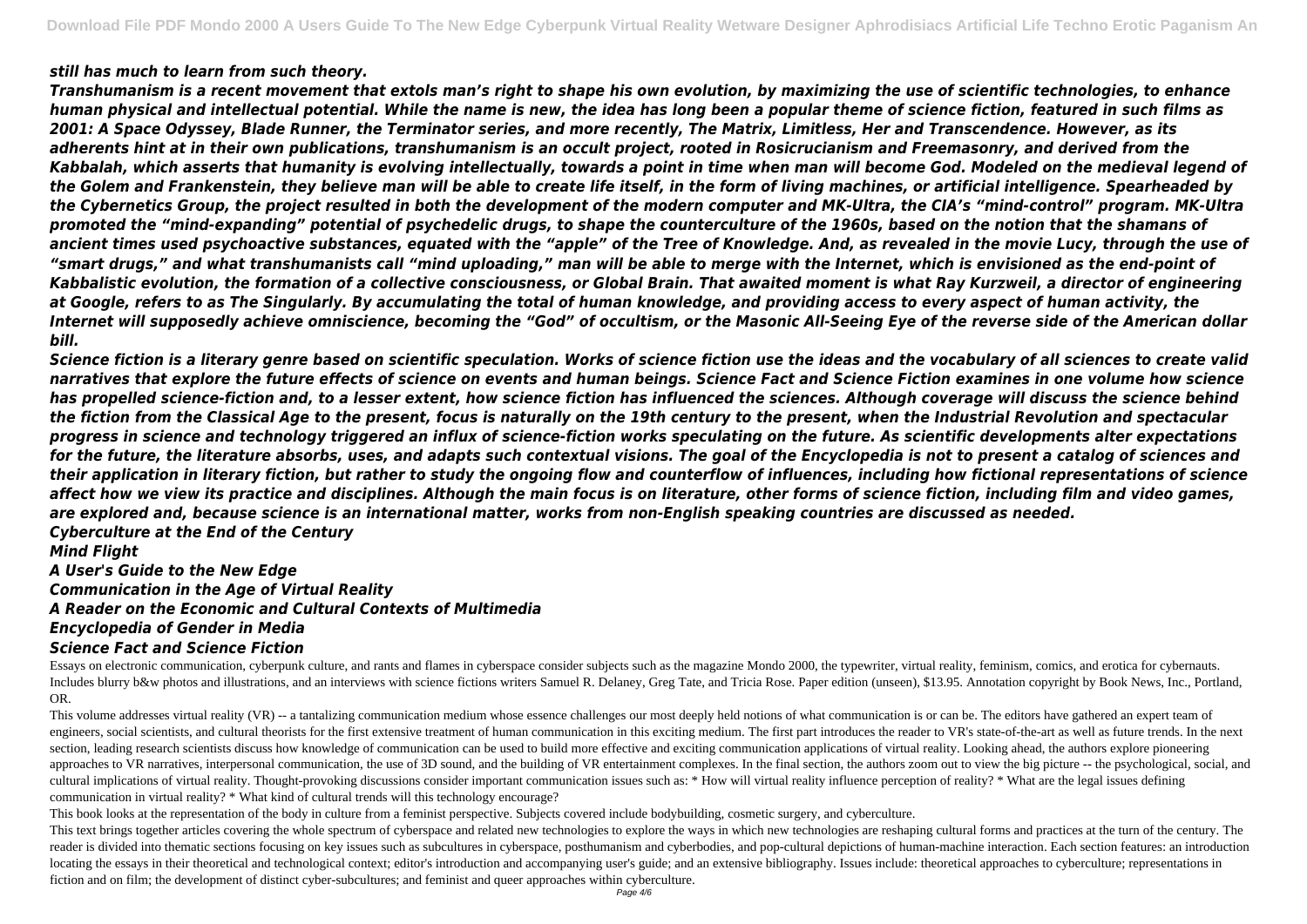*still has much to learn from such theory.*

*Transhumanism is a recent movement that extols man's right to shape his own evolution, by maximizing the use of scientific technologies, to enhance human physical and intellectual potential. While the name is new, the idea has long been a popular theme of science fiction, featured in such films as 2001: A Space Odyssey, Blade Runner, the Terminator series, and more recently, The Matrix, Limitless, Her and Transcendence. However, as its adherents hint at in their own publications, transhumanism is an occult project, rooted in Rosicrucianism and Freemasonry, and derived from the Kabbalah, which asserts that humanity is evolving intellectually, towards a point in time when man will become God. Modeled on the medieval legend of the Golem and Frankenstein, they believe man will be able to create life itself, in the form of living machines, or artificial intelligence. Spearheaded by the Cybernetics Group, the project resulted in both the development of the modern computer and MK-Ultra, the CIA's "mind-control" program. MK-Ultra promoted the "mind-expanding" potential of psychedelic drugs, to shape the counterculture of the 1960s, based on the notion that the shamans of ancient times used psychoactive substances, equated with the "apple" of the Tree of Knowledge. And, as revealed in the movie Lucy, through the use of "smart drugs," and what transhumanists call "mind uploading," man will be able to merge with the Internet, which is envisioned as the end-point of Kabbalistic evolution, the formation of a collective consciousness, or Global Brain. That awaited moment is what Ray Kurzweil, a director of engineering at Google, refers to as The Singularly. By accumulating the total of human knowledge, and providing access to every aspect of human activity, the Internet will supposedly achieve omniscience, becoming the "God" of occultism, or the Masonic All-Seeing Eye of the reverse side of the American dollar bill.*

*Science fiction is a literary genre based on scientific speculation. Works of science fiction use the ideas and the vocabulary of all sciences to create valid narratives that explore the future effects of science on events and human beings. Science Fact and Science Fiction examines in one volume how science has propelled science-fiction and, to a lesser extent, how science fiction has influenced the sciences. Although coverage will discuss the science behind the fiction from the Classical Age to the present, focus is naturally on the 19th century to the present, when the Industrial Revolution and spectacular progress in science and technology triggered an influx of science-fiction works speculating on the future. As scientific developments alter expectations for the future, the literature absorbs, uses, and adapts such contextual visions. The goal of the Encyclopedia is not to present a catalog of sciences and their application in literary fiction, but rather to study the ongoing flow and counterflow of influences, including how fictional representations of science affect how we view its practice and disciplines. Although the main focus is on literature, other forms of science fiction, including film and video games, are explored and, because science is an international matter, works from non-English speaking countries are discussed as needed.*

***Cyberculture at the End of the Century***

***Mind Flight***

***A User's Guide to the New Edge***

***Communication in the Age of Virtual Reality***

***A Reader on the Economic and Cultural Contexts of Multimedia***

***Encyclopedia of Gender in Media***

***Science Fact and Science Fiction***

Essays on electronic communication, cyberpunk culture, and rants and flames in cyberspace consider subjects such as the magazine Mondo 2000, the typewriter, virtual reality, feminism, comics, and erotica for cybernauts. Includes blurry b&w photos and illustrations, and an interviews with science fictions writers Samuel R. Delaney, Greg Tate, and Tricia Rose. Paper edition (unseen), $13.95. Annotation copyright by Book News, Inc., Portland, OR.

This volume addresses virtual reality (VR) -- a tantalizing communication medium whose essence challenges our most deeply held notions of what communication is or can be. The editors have gathered an expert team of engineers, social scientists, and cultural theorists for the first extensive treatment of human communication in this exciting medium. The first part introduces the reader to VR's state-of-the-art as well as future trends. In the next section, leading research scientists discuss how knowledge of communication can be used to build more effective and exciting communication applications of virtual reality. Looking ahead, the authors explore pioneering approaches to VR narratives, interpersonal communication, the use of 3D sound, and the building of VR entertainment complexes. In the final section, the authors zoom out to view the big picture -- the psychological, social, and cultural implications of virtual reality. Thought-provoking discussions consider important communication issues such as: * How will virtual reality influence perception of reality? * What are the legal issues defining communication in virtual reality? * What kind of cultural trends will this technology encourage?

This book looks at the representation of the body in culture from a feminist perspective. Subjects covered include bodybuilding, cosmetic surgery, and cyberculture.

This text brings together articles covering the whole spectrum of cyberspace and related new technologies to explore the ways in which new technologies are reshaping cultural forms and practices at the turn of the century. The reader is divided into thematic sections focusing on key issues such as subcultures in cyberspace, posthumanism and cyberbodies, and pop-cultural depictions of human-machine interaction. Each section features: an introduction locating the essays in their theoretical and technological context; editor's introduction and accompanying user's guide; and an extensive bibliography. Issues include: theoretical approaches to cyberculture; representations in fiction and on film; the development of distinct cyber-subcultures; and feminist and queer approaches within cyberculture.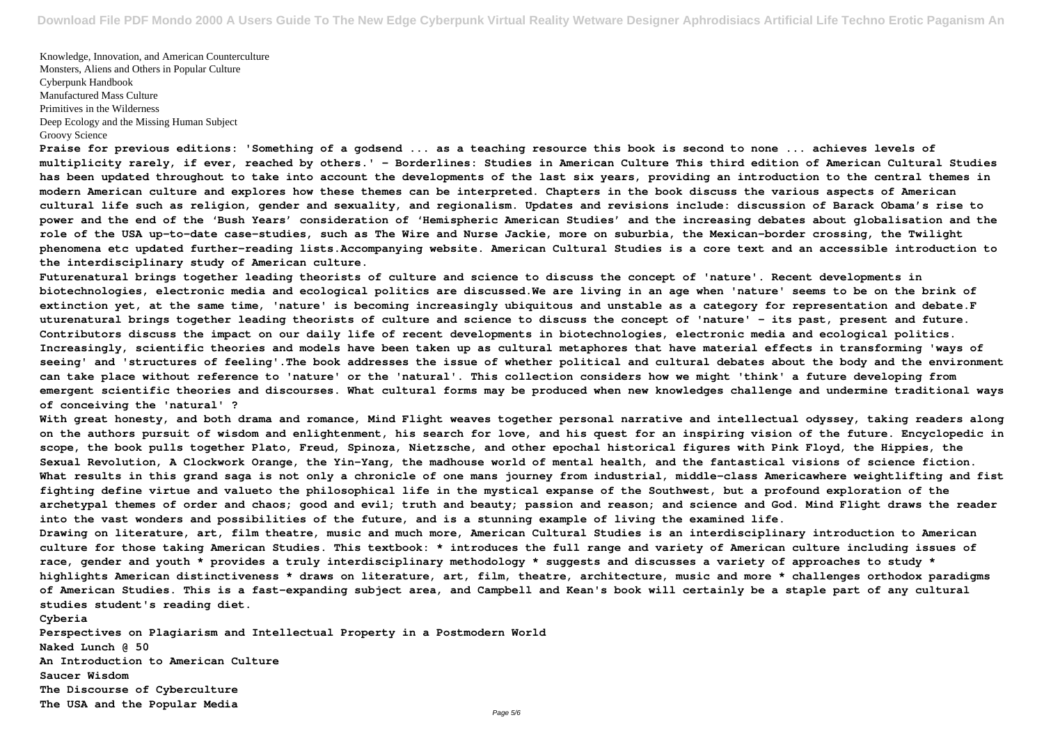Knowledge, Innovation, and American Counterculture
Monsters, Aliens and Others in Popular Culture
Cyberpunk Handbook
Manufactured Mass Culture
Primitives in the Wilderness
Deep Ecology and the Missing Human Subject
Groovy Science

**Praise for previous editions: 'Something of a godsend ... as a teaching resource this book is second to none ... achieves levels of multiplicity rarely, if ever, reached by others.' - Borderlines: Studies in American Culture This third edition of American Cultural Studies has been updated throughout to take into account the developments of the last six years, providing an introduction to the central themes in modern American culture and explores how these themes can be interpreted. Chapters in the book discuss the various aspects of American cultural life such as religion, gender and sexuality, and regionalism. Updates and revisions include: discussion of Barack Obama's rise to power and the end of the 'Bush Years' consideration of 'Hemispheric American Studies' and the increasing debates about globalisation and the role of the USA up-to-date case-studies, such as The Wire and Nurse Jackie, more on suburbia, the Mexican-border crossing, the Twilight phenomena etc updated further-reading lists.Accompanying website. American Cultural Studies is a core text and an accessible introduction to the interdisciplinary study of American culture.**

**Futurenatural brings together leading theorists of culture and science to discuss the concept of 'nature'. Recent developments in biotechnologies, electronic media and ecological politics are discussed.We are living in an age when 'nature' seems to be on the brink of extinction yet, at the same time, 'nature' is becoming increasingly ubiquitous and unstable as a category for representation and debate.Futurenatural brings together leading theorists of culture and science to discuss the concept of 'nature' - its past, present and future. Contributors discuss the impact on our daily life of recent developments in biotechnologies, electronic media and ecological politics. Increasingly, scientific theories and models have been taken up as cultural metaphores that have material effects in transforming 'ways of seeing' and 'structures of feeling'.The book addresses the issue of whether political and cultural debates about the body and the environment can take place without reference to 'nature' or the 'natural'. This collection considers how we might 'think' a future developing from emergent scientific theories and discourses. What cultural forms may be produced when new knowledges challenge and undermine traditional ways of conceiving the 'natural' ?**

**With great honesty, and both drama and romance, Mind Flight weaves together personal narrative and intellectual odyssey, taking readers along on the authors pursuit of wisdom and enlightenment, his search for love, and his quest for an inspiring vision of the future. Encyclopedic in scope, the book pulls together Plato, Freud, Spinoza, Nietzsche, and other epochal historical figures with Pink Floyd, the Hippies, the Sexual Revolution, A Clockwork Orange, the Yin-Yang, the madhouse world of mental health, and the fantastical visions of science fiction. What results in this grand saga is not only a chronicle of one mans journey from industrial, middle-class Americawhere weightlifting and fist fighting define virtue and valueto the philosophical life in the mystical expanse of the Southwest, but a profound exploration of the archetypal themes of order and chaos; good and evil; truth and beauty; passion and reason; and science and God. Mind Flight draws the reader into the vast wonders and possibilities of the future, and is a stunning example of living the examined life.**

**Drawing on literature, art, film theatre, music and much more, American Cultural Studies is an interdisciplinary introduction to American culture for those taking American Studies. This textbook: * introduces the full range and variety of American culture including issues of race, gender and youth * provides a truly interdisciplinary methodology * suggests and discusses a variety of approaches to study * highlights American distinctiveness * draws on literature, art, film, theatre, architecture, music and more * challenges orthodox paradigms of American Studies. This is a fast-expanding subject area, and Campbell and Kean's book will certainly be a staple part of any cultural studies student's reading diet.**

**Cyberia**
**Perspectives on Plagiarism and Intellectual Property in a Postmodern World**
**Naked Lunch @ 50**
**An Introduction to American Culture**
**Saucer Wisdom**
**The Discourse of Cyberculture**
**The USA and the Popular Media**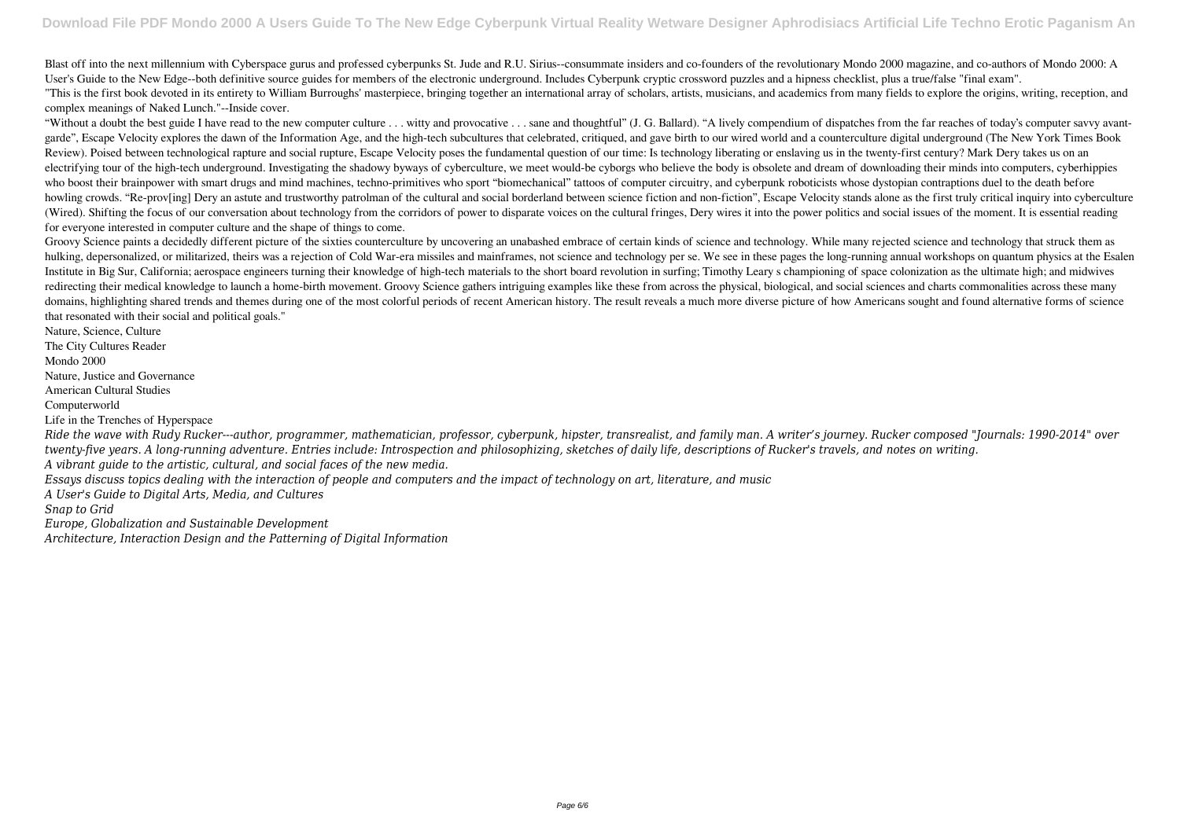Blast off into the next millennium with Cyberspace gurus and professed cyberpunks St. Jude and R.U. Sirius--consummate insiders and co-founders of the revolutionary Mondo 2000 magazine, and co-authors of Mondo 2000: A User's Guide to the New Edge--both definitive source guides for members of the electronic underground. Includes Cyberpunk cryptic crossword puzzles and a hipness checklist, plus a true/false "final exam".

"This is the first book devoted in its entirety to William Burroughs' masterpiece, bringing together an international array of scholars, artists, musicians, and academics from many fields to explore the origins, writing, reception, and complex meanings of Naked Lunch."--Inside cover.

"Without a doubt the best guide I have read to the new computer culture . . . witty and provocative . . . sane and thoughtful" (J. G. Ballard). "A lively compendium of dispatches from the far reaches of today's computer savvy avant-garde", Escape Velocity explores the dawn of the Information Age, and the high-tech subcultures that celebrated, critiqued, and gave birth to our wired world and a counterculture digital underground (The New York Times Book Review). Poised between technological rapture and social rupture, Escape Velocity poses the fundamental question of our time: Is technology liberating or enslaving us in the twenty-first century? Mark Dery takes us on an electrifying tour of the high-tech underground. Investigating the shadowy byways of cyberculture, we meet would-be cyborgs who believe the body is obsolete and dream of downloading their minds into computers, cyberhippies who boost their brainpower with smart drugs and mind machines, techno-primitives who sport "biomechanical" tattoos of computer circuitry, and cyberpunk roboticists whose dystopian contraptions duel to the death before howling crowds. "Re-prov[ing] Dery an astute and trustworthy patrolman of the cultural and social borderland between science fiction and non-fiction", Escape Velocity stands alone as the first truly critical inquiry into cyberculture (Wired). Shifting the focus of our conversation about technology from the corridors of power to disparate voices on the cultural fringes, Dery wires it into the power politics and social issues of the moment. It is essential reading for everyone interested in computer culture and the shape of things to come.

Groovy Science paints a decidedly different picture of the sixties counterculture by uncovering an unabashed embrace of certain kinds of science and technology. While many rejected science and technology that struck them as hulking, depersonalized, or militarized, theirs was a rejection of Cold War-era missiles and mainframes, not science and technology per se. We see in these pages the long-running annual workshops on quantum physics at the Esalen Institute in Big Sur, California; aerospace engineers turning their knowledge of high-tech materials to the short board revolution in surfing; Timothy Leary s championing of space colonization as the ultimate high; and midwives redirecting their medical knowledge to launch a home-birth movement. Groovy Science gathers intriguing examples like these from across the physical, biological, and social sciences and charts commonalities across these many domains, highlighting shared trends and themes during one of the most colorful periods of recent American history. The result reveals a much more diverse picture of how Americans sought and found alternative forms of science that resonated with their social and political goals."

Nature, Science, Culture

The City Cultures Reader

Mondo 2000

Nature, Justice and Governance

American Cultural Studies

Computerworld

Life in the Trenches of Hyperspace

*Ride the wave with Rudy Rucker---author, programmer, mathematician, professor, cyberpunk, hipster, transrealist, and family man. A writer's journey. Rucker composed "Journals: 1990-2014" over twenty-five years. A long-running adventure. Entries include: Introspection and philosophizing, sketches of daily life, descriptions of Rucker's travels, and notes on writing.*

*A vibrant guide to the artistic, cultural, and social faces of the new media.*

*Essays discuss topics dealing with the interaction of people and computers and the impact of technology on art, literature, and music*

*A User's Guide to Digital Arts, Media, and Cultures*

*Snap to Grid*

*Europe, Globalization and Sustainable Development*

*Architecture, Interaction Design and the Patterning of Digital Information*